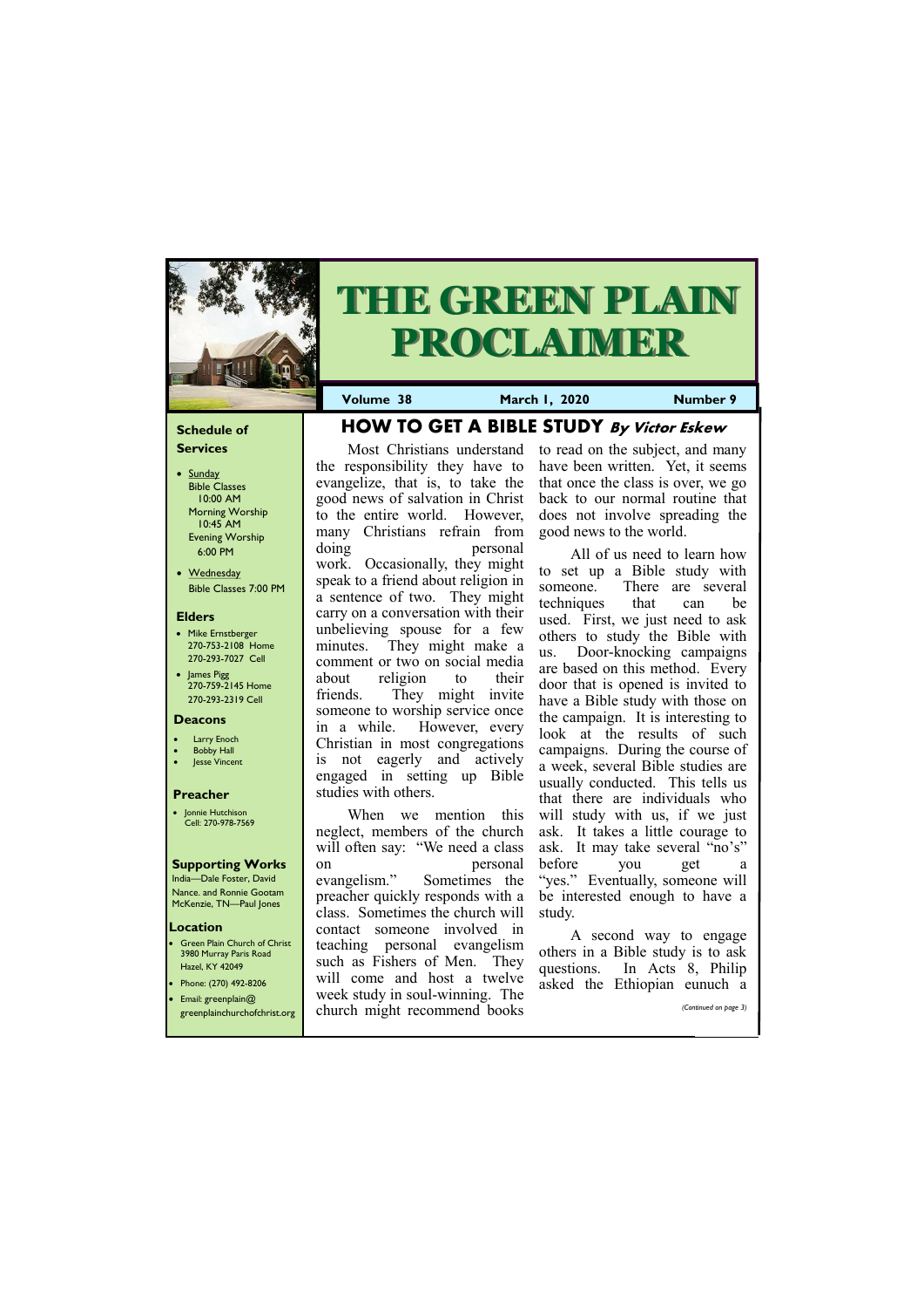# THE GREEN PLAIN PROCLAIMER

**Volume 38** | **March 1, 2020** | **Number 9**

## Schedule of Services

- Sunday
  - Bible Classes 10:00 AM
  - Morning Worship 10:45 AM
  - Evening Worship 6:00 PM
- Wednesday
  - Bible Classes 7:00 PM

## Elders

- Mike Ernstberger 270-753-2108 Home 270-293-7027 Cell
- James Pigg 270-759-2145 Home 270-293-2319 Cell

## Deacons

- Larry Enoch
- Bobby Hall
- Jesse Vincent

## Preacher

- Jonnie Hutchison Cell: 270-978-7569

## Supporting Works

India—Dale Foster, David Nance. and Ronnie Gootam McKenzie, TN—Paul Jones

## Location

- Green Plain Church of Christ 3980 Murray Paris Road Hazel, KY 42049
- Phone: (270) 492-8206
- Email: greenplain@greenplainchurchofchrist.org

# HOW TO GET A BIBLE STUDY *By Victor Eskew*

Most Christians understand the responsibility they have to evangelize, that is, to take the good news of salvation in Christ to the entire world. However, many Christians refrain from doing personal work. Occasionally, they might speak to a friend about religion in a sentence of two. They might carry on a conversation with their unbelieving spouse for a few minutes. They might make a comment or two on social media about religion to their friends. They might invite someone to worship service once in a while. However, every Christian in most congregations is not eagerly and actively engaged in setting up Bible studies with others.

When we mention this neglect, members of the church will often say: "We need a class on personal evangelism." Sometimes the preacher quickly responds with a class. Sometimes the church will contact someone involved in teaching personal evangelism such as Fishers of Men. They will come and host a twelve week study in soul-winning. The church might recommend books to read on the subject, and many have been written. Yet, it seems that once the class is over, we go back to our normal routine that does not involve spreading the good news to the world.

All of us need to learn how to set up a Bible study with someone. There are several techniques that can be used. First, we just need to ask others to study the Bible with us. Door-knocking campaigns are based on this method. Every door that is opened is invited to have a Bible study with those on the campaign. It is interesting to look at the results of such campaigns. During the course of a week, several Bible studies are usually conducted. This tells us that there are individuals who will study with us, if we just ask. It takes a little courage to ask. It may take several "no's" before you get a "yes." Eventually, someone will be interested enough to have a study.

A second way to engage others in a Bible study is to ask questions. In Acts 8, Philip asked the Ethiopian eunuch a

*(Continued on page 3)*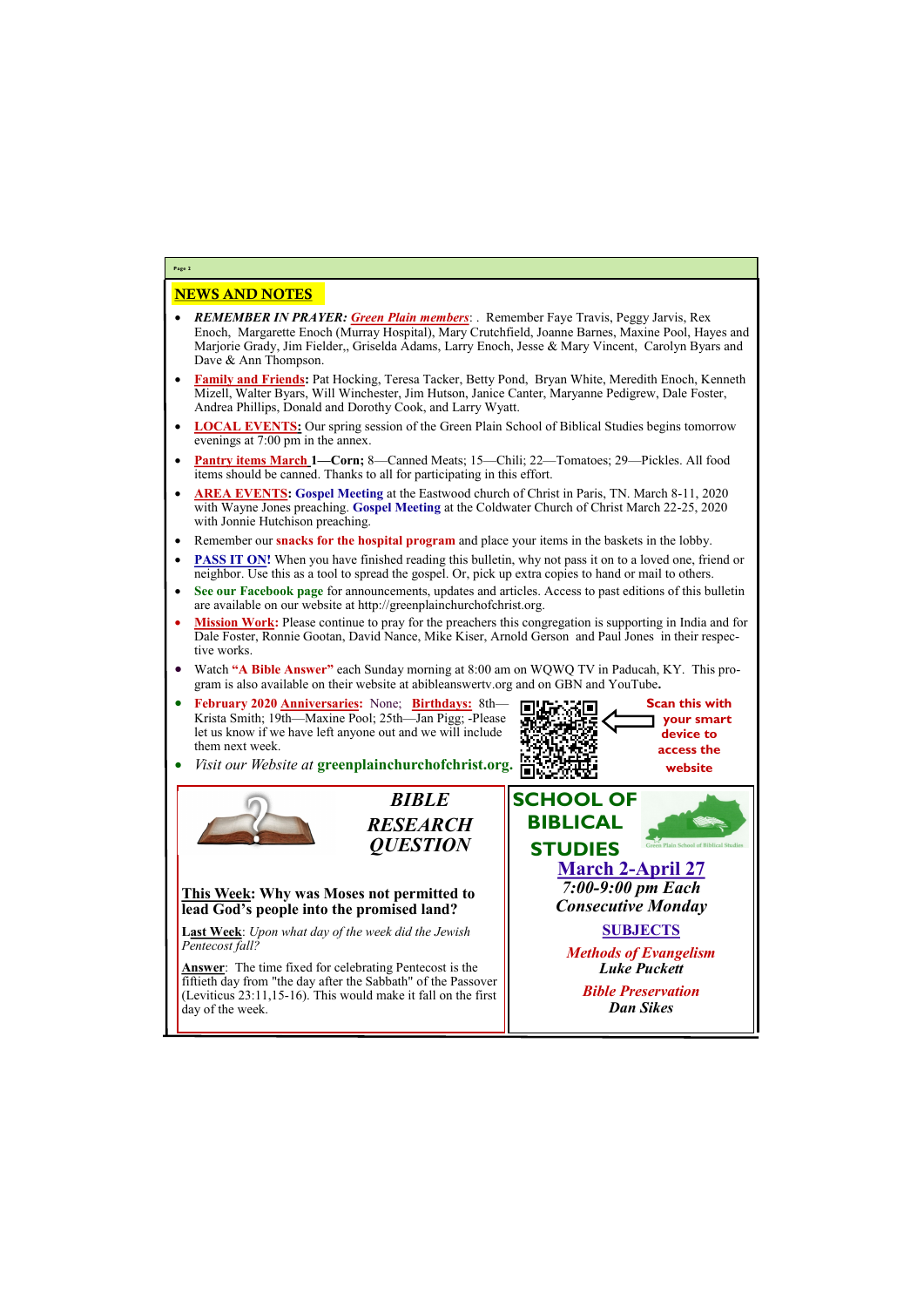## NEWS AND NOTES

- ***REMEMBER IN PRAYER: Green Plain members***: . Remember Faye Travis, Peggy Jarvis, Rex Enoch, Margarette Enoch (Murray Hospital), Mary Crutchfield, Joanne Barnes, Maxine Pool, Hayes and Marjorie Grady, Jim Fielder,, Griselda Adams, Larry Enoch, Jesse & Mary Vincent, Carolyn Byars and Dave & Ann Thompson.
- **Family and Friends:** Pat Hocking, Teresa Tacker, Betty Pond, Bryan White, Meredith Enoch, Kenneth Mizell, Walter Byars, Will Winchester, Jim Hutson, Janice Canter, Maryanne Pedigrew, Dale Foster, Andrea Phillips, Donald and Dorothy Cook, and Larry Wyatt.
- **LOCAL EVENTS:** Our spring session of the Green Plain School of Biblical Studies begins tomorrow evenings at 7:00 pm in the annex.
- **Pantry items March 1—Corn;** 8—Canned Meats; 15—Chili; 22—Tomatoes; 29—Pickles. All food items should be canned. Thanks to all for participating in this effort.
- **AREA EVENTS: Gospel Meeting** at the Eastwood church of Christ in Paris, TN. March 8-11, 2020 with Wayne Jones preaching. **Gospel Meeting** at the Coldwater Church of Christ March 22-25, 2020 with Jonnie Hutchison preaching.
- Remember our **snacks for the hospital program** and place your items in the baskets in the lobby.
- **PASS IT ON!** When you have finished reading this bulletin, why not pass it on to a loved one, friend or neighbor. Use this as a tool to spread the gospel. Or, pick up extra copies to hand or mail to others.
- **See our Facebook page** for announcements, updates and articles. Access to past editions of this bulletin are available on our website at http://greenplainchurchofchrist.org.
- **Mission Work:** Please continue to pray for the preachers this congregation is supporting in India and for Dale Foster, Ronnie Gootan, David Nance, Mike Kiser, Arnold Gerson and Paul Jones in their respective works.
- Watch **"A Bible Answer"** each Sunday morning at 8:00 am on WQWQ TV in Paducah, KY. This program is also available on their website at abibleanswertv.org and on GBN and YouTube**.**
- **February 2020 Anniversaries:** None; **Birthdays:** 8th—Krista Smith; 19th—Maxine Pool; 25th—Jan Pigg; -Please let us know if we have left anyone out and we will include them next week.
- *Visit our Website at* **greenplainchurchofchrist.org.**

**Scan this with your smart device to access the website**

## *BIBLE RESEARCH QUESTION*

**This Week: Why was Moses not permitted to lead God's people into the promised land?**

**Last Week**: *Upon what day of the week did the Jewish Pentecost fall?*

**Answer**: The time fixed for celebrating Pentecost is the fiftieth day from "the day after the Sabbath" of the Passover (Leviticus 23:11,15-16). This would make it fall on the first day of the week.

## SCHOOL OF BIBLICAL STUDIES

Green Plain School of Biblical Studies

**March 2-April 27**

***7:00-9:00 pm Each Consecutive Monday***

**SUBJECTS**

***Methods of Evangelism***
***Luke Puckett***

***Bible Preservation***
***Dan Sikes***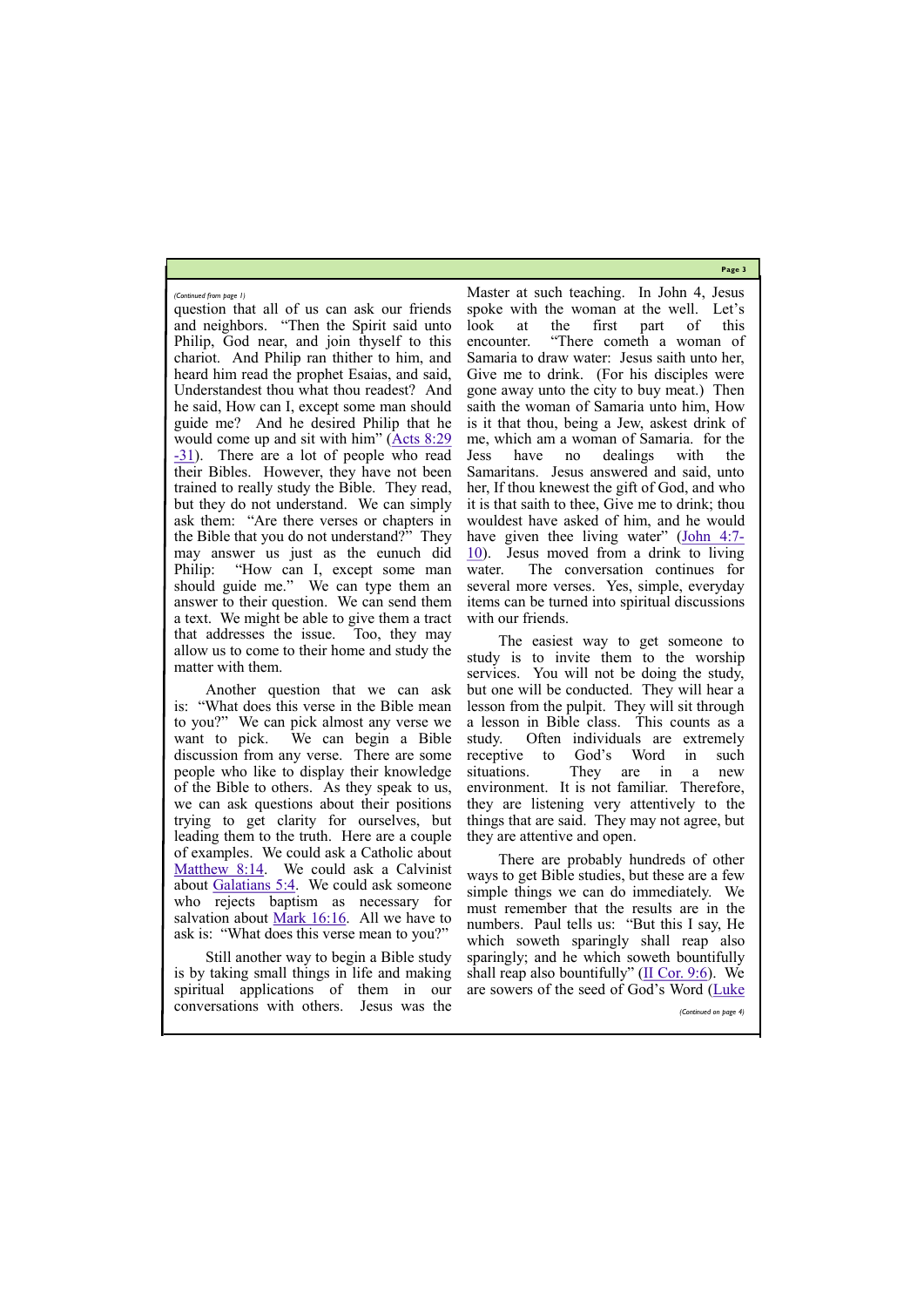*(Continued from page 1)*

question that all of us can ask our friends and neighbors. "Then the Spirit said unto Philip, God near, and join thyself to this chariot. And Philip ran thither to him, and heard him read the prophet Esaias, and said, Understandest thou what thou readest? And he said, How can I, except some man should guide me? And he desired Philip that he would come up and sit with him" (Acts 8:29-31). There are a lot of people who read their Bibles. However, they have not been trained to really study the Bible. They read, but they do not understand. We can simply ask them: "Are there verses or chapters in the Bible that you do not understand?" They may answer us just as the eunuch did Philip: "How can I, except some man should guide me." We can type them an answer to their question. We can send them a text. We might be able to give them a tract that addresses the issue. Too, they may allow us to come to their home and study the matter with them.

Another question that we can ask is: "What does this verse in the Bible mean to you?" We can pick almost any verse we want to pick. We can begin a Bible discussion from any verse. There are some people who like to display their knowledge of the Bible to others. As they speak to us, we can ask questions about their positions trying to get clarity for ourselves, but leading them to the truth. Here are a couple of examples. We could ask a Catholic about Matthew 8:14. We could ask a Calvinist about Galatians 5:4. We could ask someone who rejects baptism as necessary for salvation about Mark 16:16. All we have to ask is: "What does this verse mean to you?"

Still another way to begin a Bible study is by taking small things in life and making spiritual applications of them in our conversations with others. Jesus was the Master at such teaching. In John 4, Jesus spoke with the woman at the well. Let's look at the first part of this encounter. "There cometh a woman of Samaria to draw water: Jesus saith unto her, Give me to drink. (For his disciples were gone away unto the city to buy meat.) Then saith the woman of Samaria unto him, How is it that thou, being a Jew, askest drink of me, which am a woman of Samaria. for the Jess have no dealings with the Samaritans. Jesus answered and said, unto her, If thou knewest the gift of God, and who it is that saith to thee, Give me to drink; thou wouldest have asked of him, and he would have given thee living water" (John 4:7-10). Jesus moved from a drink to living water. The conversation continues for several more verses. Yes, simple, everyday items can be turned into spiritual discussions with our friends.

The easiest way to get someone to study is to invite them to the worship services. You will not be doing the study, but one will be conducted. They will hear a lesson from the pulpit. They will sit through a lesson in Bible class. This counts as a study. Often individuals are extremely receptive to God's Word in such situations. They are in a new environment. It is not familiar. Therefore, they are listening very attentively to the things that are said. They may not agree, but they are attentive and open.

There are probably hundreds of other ways to get Bible studies, but these are a few simple things we can do immediately. We must remember that the results are in the numbers. Paul tells us: "But this I say, He which soweth sparingly shall reap also sparingly; and he which soweth bountifully shall reap also bountifully" (II Cor. 9:6). We are sowers of the seed of God's Word (Luke

*(Continued on page 4)*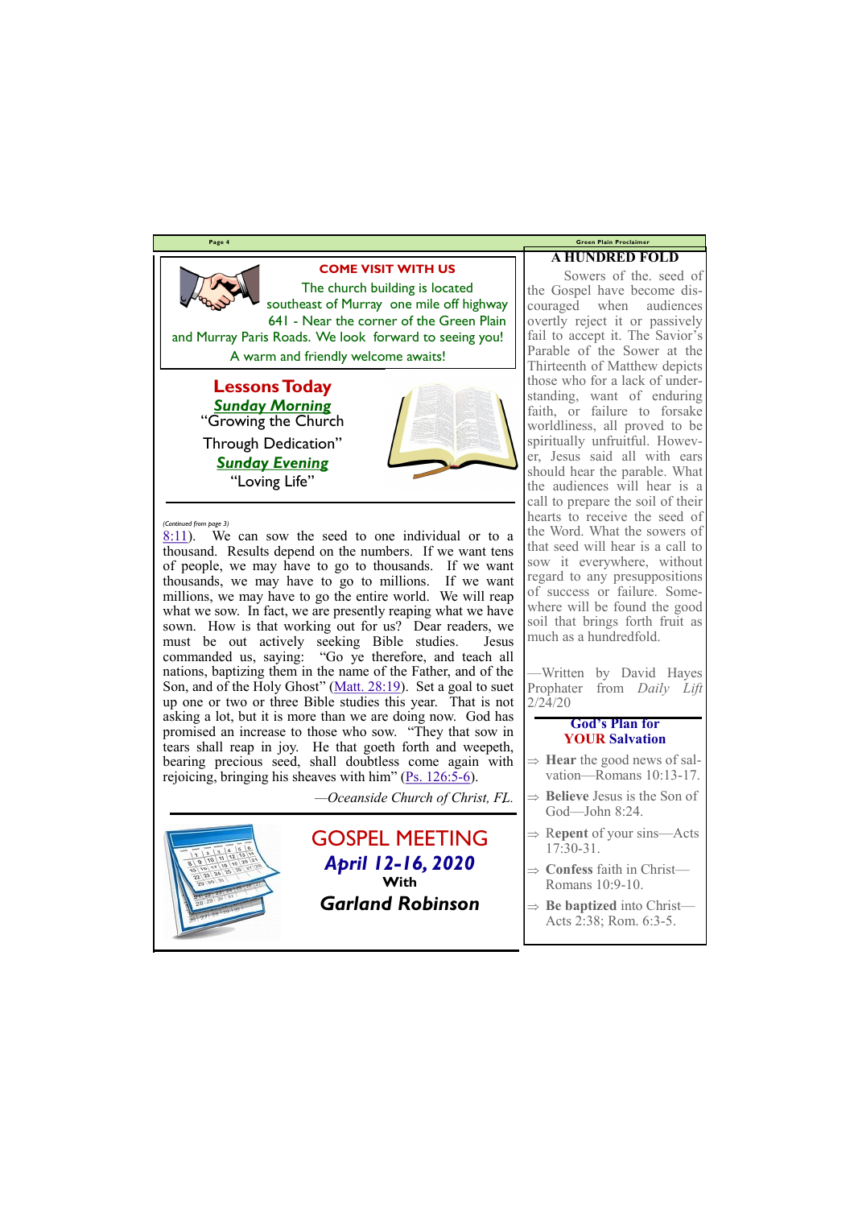## COME VISIT WITH US

The church building is located southeast of Murray one mile off highway 641 - Near the corner of the Green Plain and Murray Paris Roads. We look forward to seeing you! A warm and friendly welcome awaits!

## Lessons Today

***Sunday Morning***

"Growing the Church Through Dedication"

***Sunday Evening***

"Loving Life"

*(Continued from page 3)*

8:11). We can sow the seed to one individual or to a thousand. Results depend on the numbers. If we want tens of people, we may have to go to thousands. If we want thousands, we may have to go to millions. If we want millions, we may have to go the entire world. We will reap what we sow. In fact, we are presently reaping what we have sown. How is that working out for us? Dear readers, we must be out actively seeking Bible studies. Jesus commanded us, saying: "Go ye therefore, and teach all nations, baptizing them in the name of the Father, and of the Son, and of the Holy Ghost" (Matt. 28:19). Set a goal to set up one or two or three Bible studies this year. That is not asking a lot, but it is more than we are doing now. God has promised an increase to those who sow. "They that sow in tears shall reap in joy. He that goeth forth and weepeth, bearing precious seed, shall doubtless come again with rejoicing, bringing his sheaves with him" (Ps. 126:5-6).

—*Oceanside Church of Christ, FL.*

## GOSPEL MEETING

***April 12-16, 2020***

**With**

***Garland Robinson***

## A HUNDRED FOLD

Sowers of the. seed of the Gospel have become discouraged when audiences overtly reject it or passively fail to accept it. The Savior's Parable of the Sower at the Thirteenth of Matthew depicts those who for a lack of understanding, want of enduring faith, or failure to forsake worldliness, all proved to be spiritually unfruitful. However, Jesus said all with ears should hear the parable. What the audiences will hear is a call to prepare the soil of their hearts to receive the seed of the Word. What the sowers of that seed will hear is a call to sow it everywhere, without regard to any presuppositions of success or failure. Somewhere will be found the good soil that brings forth fruit as much as a hundredfold.

—Written by David Hayes Prophater from *Daily Lift* 2/24/20

## God's Plan for YOUR Salvation

- **Hear** the good news of salvation—Romans 10:13-17.
- **Believe** Jesus is the Son of God—John 8:24.
- **Repent** of your sins—Acts 17:30-31.
- **Confess** faith in Christ—Romans 10:9-10.
- **Be baptized** into Christ—Acts 2:38; Rom. 6:3-5.